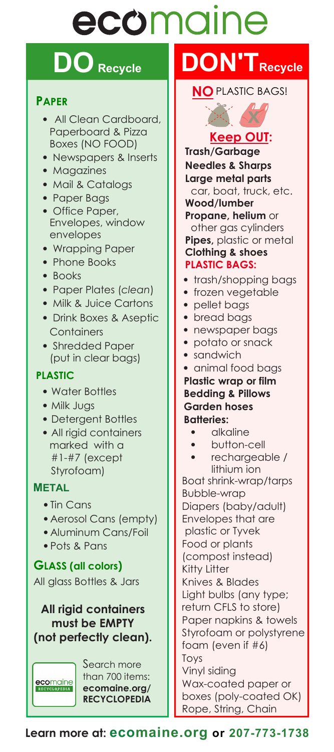# ecomaine

## DO Recycle

### PAPER

- All Clean Cardboard, Paperboard & Pizza Boxes (NO FOOD)
- Newspapers & Inserts
- Magazines
- Mail & Catalogs
- Paper Bags
- Office Paper, Envelopes, window envelopes
- Wrapping Paper
- Phone Books
- Books
- Paper Plates (*clean*)
- Milk & Juice Cartons
- Drink Boxes & Aseptic Containers
- Shredded Paper (put in clear bags)

### PLASTIC

- Water Bottles
- Milk Jugs
- Detergent Bottles
- All rigid containers marked with a #1-#7 (except Styrofoam)

### METAL

- Tin Cans
- Aerosol Cans (empty)
- Aluminum Cans/Foil
- Pots & Pans

### GLASS (all colors)

All glass Bottles & Jars

**All rigid containers must be EMPTY (not perfectly clean).**

Search more than 700 items: **ecomaine.org/ RECYCLOPEDIA**

## DON'T Recycle

**NO** PLASTIC BAGS!

### Keep OUT:

**Trash/Garbage**
**Needles & Sharps**
**Large metal parts** car, boat, truck, etc.
**Wood/lumber**
**Propane, helium** or other gas cylinders
**Pipes,** plastic or metal
**Clothing & shoes**

**PLASTIC BAGS:**

- trash/shopping bags
- frozen vegetable
- pellet bags
- bread bags
- newspaper bags
- potato or snack
- sandwich
- animal food bags

**Plastic wrap or film**
**Bedding & Pillows**
**Garden hoses**
**Batteries:**

- alkaline
- button-cell
- rechargeable / lithium ion

Boat shrink-wrap/tarps
Bubble-wrap
Diapers (baby/adult)
Envelopes that are plastic or Tyvek
Food or plants (compost instead)
Kitty Litter
Knives & Blades
Light bulbs (any type; return CFLS to store)
Paper napkins & towels
Styrofoam or polystyrene foam (even if #6)
Toys
Vinyl siding
Wax-coated paper or boxes (poly-coated OK)
Rope, String, Chain

**Learn more at: ecomaine.org or 207-773-1738**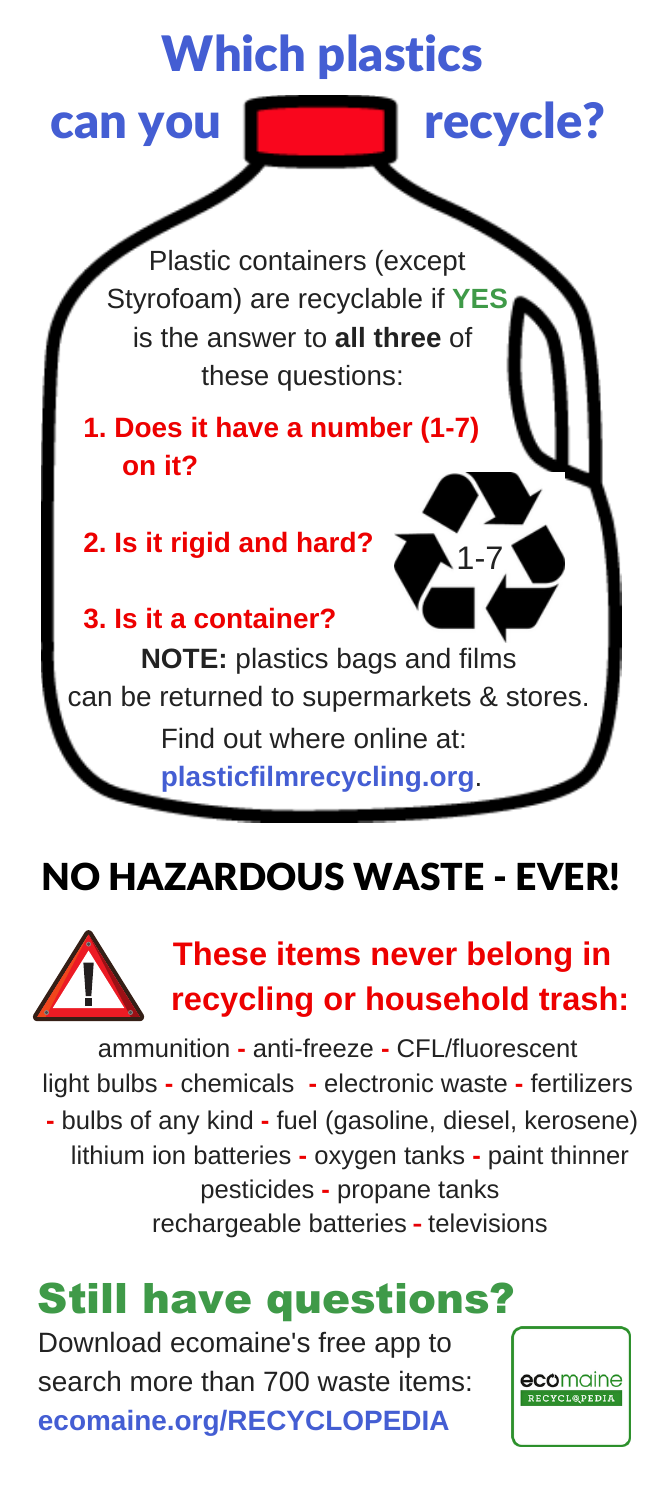# Which plastics can you recycle?

Plastic containers (except Styrofoam) are recyclable if **YES** is the answer to **all three** of these questions:

**1. Does it have a number (1-7) on it?**

**2. Is it rigid and hard?**

**3. Is it a container?**

1-7

**NOTE:** plastics bags and films can be returned to supermarkets & stores. Find out where online at: **plasticfilmrecycling.org**.

## NO HAZARDOUS WASTE - EVER!

### These items never belong in recycling or household trash:

ammunition - anti-freeze - CFL/fluorescent light bulbs - chemicals - electronic waste - fertilizers - bulbs of any kind - fuel (gasoline, diesel, kerosene) lithium ion batteries - oxygen tanks - paint thinner pesticides - propane tanks rechargeable batteries - televisions

## Still have questions?

Download ecomaine's free app to search more than 700 waste items: **ecomaine.org/RECYCLOPEDIA**

ecomaine RECYCLOPEDIA